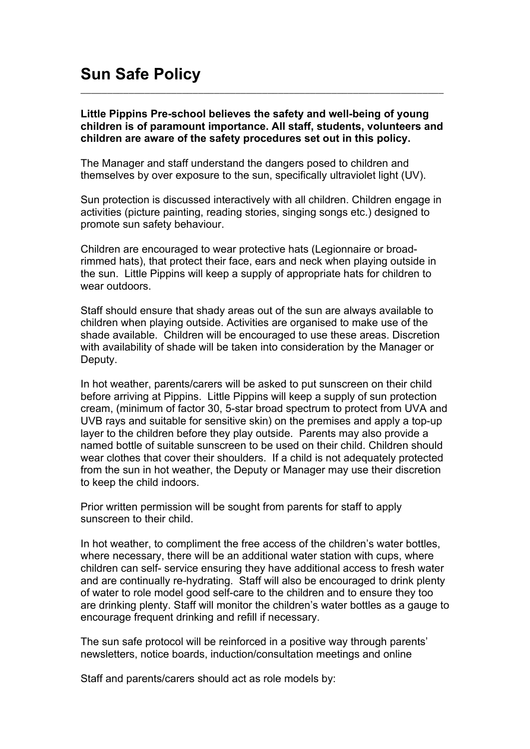# Sun Safe Policy

**Little Pippins Pre-school believes the safety and well-being of young children is of paramount importance. All staff, students, volunteers and children are aware of the safety procedures set out in this policy.**

The Manager and staff understand the dangers posed to children and themselves by over exposure to the sun, specifically ultraviolet light (UV).

Sun protection is discussed interactively with all children. Children engage in activities (picture painting, reading stories, singing songs etc.) designed to promote sun safety behaviour.

Children are encouraged to wear protective hats (Legionnaire or broad-rimmed hats), that protect their face, ears and neck when playing outside in the sun. Little Pippins will keep a supply of appropriate hats for children to wear outdoors.

Staff should ensure that shady areas out of the sun are always available to children when playing outside. Activities are organised to make use of the shade available. Children will be encouraged to use these areas. Discretion with availability of shade will be taken into consideration by the Manager or Deputy.

In hot weather, parents/carers will be asked to put sunscreen on their child before arriving at Pippins. Little Pippins will keep a supply of sun protection cream, (minimum of factor 30, 5-star broad spectrum to protect from UVA and UVB rays and suitable for sensitive skin) on the premises and apply a top-up layer to the children before they play outside. Parents may also provide a named bottle of suitable sunscreen to be used on their child. Children should wear clothes that cover their shoulders. If a child is not adequately protected from the sun in hot weather, the Deputy or Manager may use their discretion to keep the child indoors.

Prior written permission will be sought from parents for staff to apply sunscreen to their child.

In hot weather, to compliment the free access of the children's water bottles, where necessary, there will be an additional water station with cups, where children can self- service ensuring they have additional access to fresh water and are continually re-hydrating. Staff will also be encouraged to drink plenty of water to role model good self-care to the children and to ensure they too are drinking plenty. Staff will monitor the children's water bottles as a gauge to encourage frequent drinking and refill if necessary.

The sun safe protocol will be reinforced in a positive way through parents' newsletters, notice boards, induction/consultation meetings and online

Staff and parents/carers should act as role models by: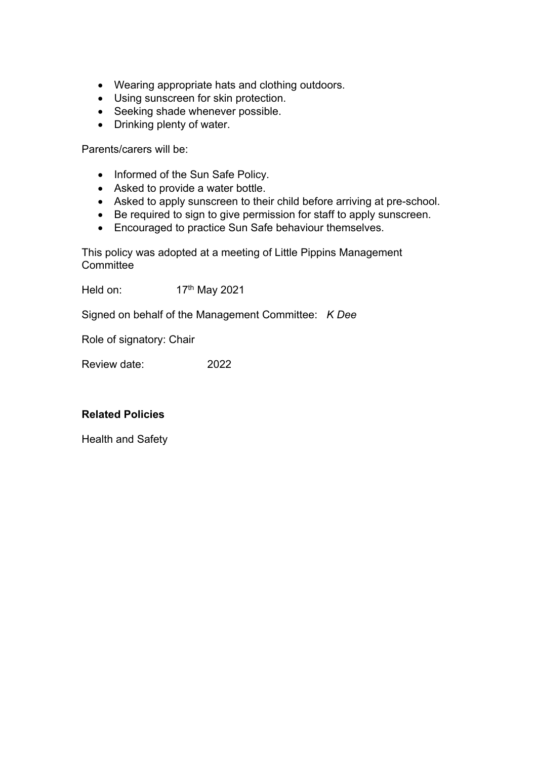- Wearing appropriate hats and clothing outdoors.
- Using sunscreen for skin protection.
- Seeking shade whenever possible.
- Drinking plenty of water.

Parents/carers will be:

- Informed of the Sun Safe Policy.
- Asked to provide a water bottle.
- Asked to apply sunscreen to their child before arriving at pre-school.
- Be required to sign to give permission for staff to apply sunscreen.
- Encouraged to practice Sun Safe behaviour themselves.

This policy was adopted at a meeting of Little Pippins Management Committee

Held on: 17th May 2021

Signed on behalf of the Management Committee: *K Dee*

Role of signatory: Chair

Review date: 2022

**Related Policies**

Health and Safety